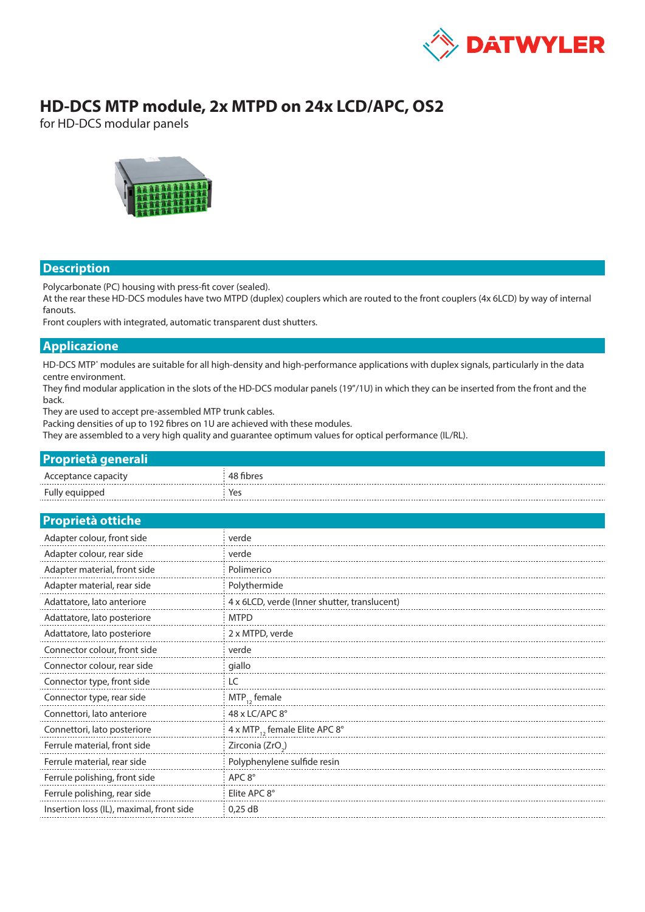# HD-DCS MTP module, 2x MTPD on 24x LCD/APC, OS2

for HD-DCS modular panels

## Description

Polycarbonate (PC) housing with press-fit cover (sealed).
At the rear these HD-DCS modules have two MTPD (duplex) couplers which are routed to the front couplers (4x 6LCD) by way of internal fanouts.
Front couplers with integrated, automatic transparent dust shutters.

## Applicazione

HD-DCS MTP® modules are suitable for all high-density and high-performance applications with duplex signals, particularly in the data centre environment.
They find modular application in the slots of the HD-DCS modular panels (19"/1U) in which they can be inserted from the front and the back.
They are used to accept pre-assembled MTP trunk cables.
Packing densities of up to 192 fibres on 1U are achieved with these modules.
They are assembled to a very high quality and guarantee optimum values for optical performance (IL/RL).

## Proprietà generali

| | |
|---|---|
| Acceptance capacity | 48 fibres |
| Fully equipped | Yes |

## Proprietà ottiche

| | |
|---|---|
| Adapter colour, front side | verde |
| Adapter colour, rear side | verde |
| Adapter material, front side | Polimerico |
| Adapter material, rear side | Polythermide |
| Adattatore, lato anteriore | 4 x 6LCD, verde (Inner shutter, translucent) |
| Adattatore, lato posteriore | MTPD |
| Adattatore, lato posteriore | 2 x MTPD, verde |
| Connector colour, front side | verde |
| Connector colour, rear side | giallo |
| Connector type, front side | LC |
| Connector type, rear side | $MTP_{12}$ female |
| Connettori, lato anteriore | 48 x LC/APC 8° |
| Connettori, lato posteriore | 4 x $MTP_{12}$ female Elite APC 8° |
| Ferrule material, front side | Zirconia ($ZrO_2$) |
| Ferrule material, rear side | Polyphenylene sulfide resin |
| Ferrule polishing, front side | APC 8° |
| Ferrule polishing, rear side | Elite APC 8° |
| Insertion loss (IL), maximal, front side | 0,25 dB |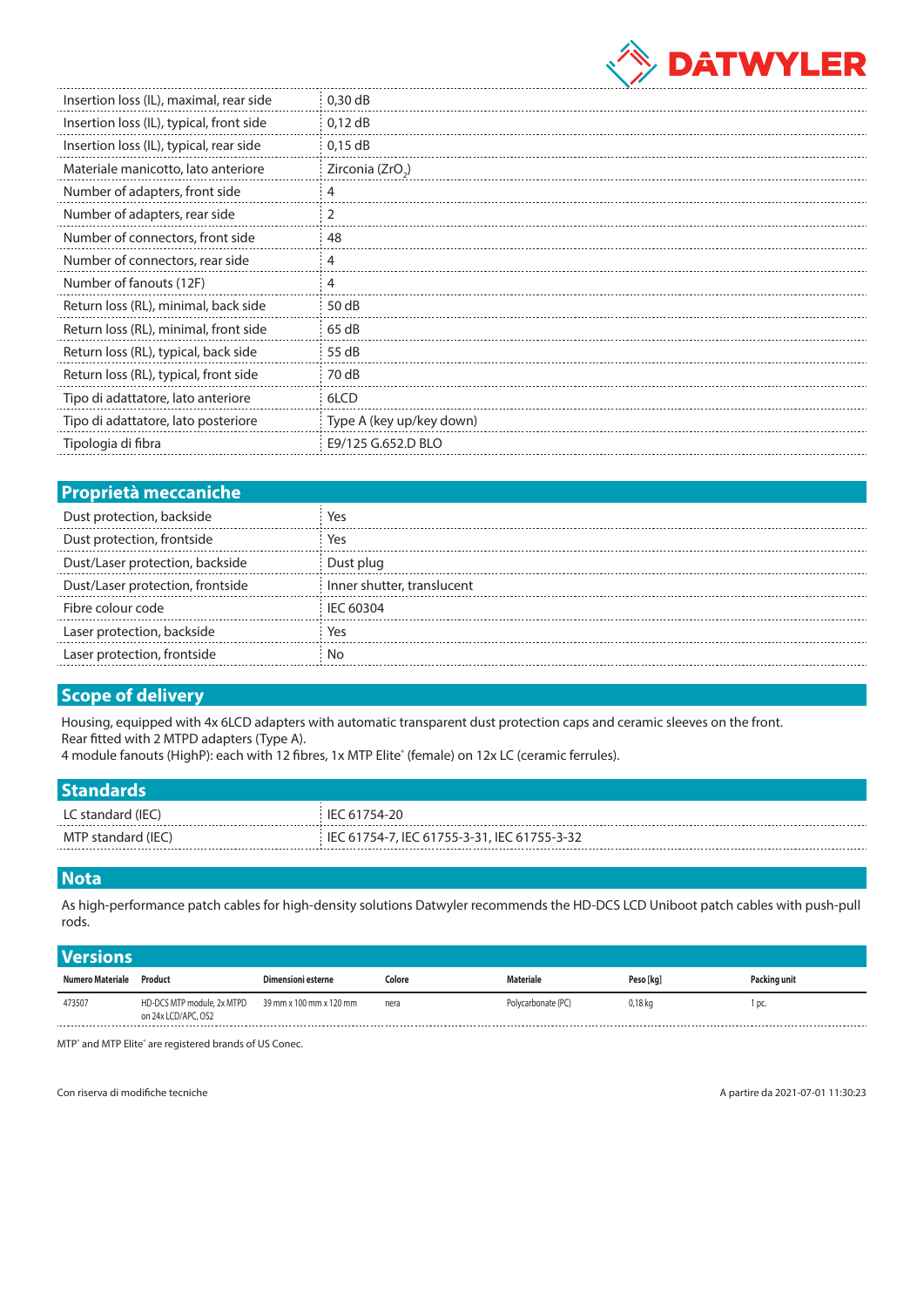| | |
|---|---|
| Insertion loss (IL), maximal, rear side | 0,30 dB |
| Insertion loss (IL), typical, front side | 0,12 dB |
| Insertion loss (IL), typical, rear side | 0,15 dB |
| Materiale manicotto, lato anteriore | Zirconia ($ZrO_2$) |
| Number of adapters, front side | 4 |
| Number of adapters, rear side | 2 |
| Number of connectors, front side | 48 |
| Number of connectors, rear side | 4 |
| Number of fanouts (12F) | 4 |
| Return loss (RL), minimal, back side | 50 dB |
| Return loss (RL), minimal, front side | 65 dB |
| Return loss (RL), typical, back side | 55 dB |
| Return loss (RL), typical, front side | 70 dB |
| Tipo di adattatore, lato anteriore | 6LCD |
| Tipo di adattatore, lato posteriore | Type A (key up/key down) |
| Tipologia di fibra | E9/125 G.652.D BLO |

## Proprietà meccaniche

| | |
|---|---|
| Dust protection, backside | Yes |
| Dust protection, frontside | Yes |
| Dust/Laser protection, backside | Dust plug |
| Dust/Laser protection, frontside | Inner shutter, translucent |
| Fibre colour code | IEC 60304 |
| Laser protection, backside | Yes |
| Laser protection, frontside | No |

## Scope of delivery

Housing, equipped with 4x 6LCD adapters with automatic transparent dust protection caps and ceramic sleeves on the front.
Rear fitted with 2 MTPD adapters (Type A).
4 module fanouts (HighP): each with 12 fibres, 1x MTP Elite® (female) on 12x LC (ceramic ferrules).

## Standards

| | |
|---|---|
| LC standard (IEC) | IEC 61754-20 |
| MTP standard (IEC) | IEC 61754-7, IEC 61755-3-31, IEC 61755-3-32 |

## Nota

As high-performance patch cables for high-density solutions Datwyler recommends the HD-DCS LCD Uniboot patch cables with push-pull rods.

## Versions

| Numero Materiale | Product | Dimensioni esterne | Colore | Materiale | Peso [kg] | Packing unit |
|---|---|---|---|---|---|---|
| 473507 | HD-DCS MTP module, 2x MTPD on 24x LCD/APC, OS2 | 39 mm x 100 mm x 120 mm | nera | Polycarbonate (PC) | 0,18 kg | 1 pc. |

MTP® and MTP Elite® are registered brands of US Conec.

Con riserva di modifiche tecniche

A partire da 2021-07-01 11:30:23